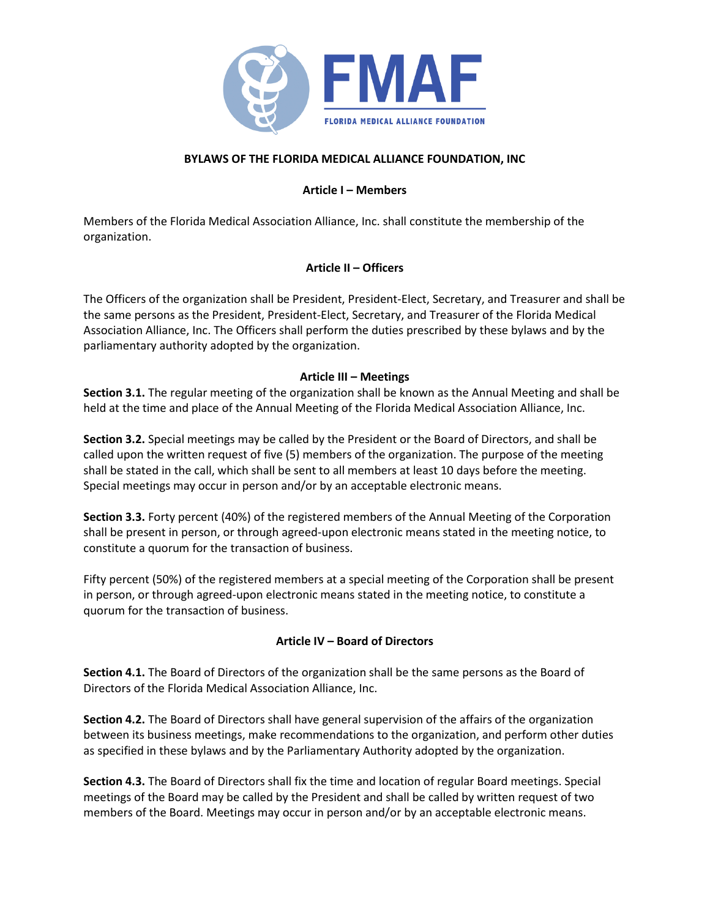# BYLAWS OF THE FLORIDA MEDICAL ALLIANCE FOUNDATION, INC

## Article I – Members

Members of the Florida Medical Association Alliance, Inc. shall constitute the membership of the organization.

## Article II – Officers

The Officers of the organization shall be President, President-Elect, Secretary, and Treasurer and shall be the same persons as the President, President-Elect, Secretary, and Treasurer of the Florida Medical Association Alliance, Inc. The Officers shall perform the duties prescribed by these bylaws and by the parliamentary authority adopted by the organization.

## Article III – Meetings

**Section 3.1.** The regular meeting of the organization shall be known as the Annual Meeting and shall be held at the time and place of the Annual Meeting of the Florida Medical Association Alliance, Inc.

**Section 3.2.** Special meetings may be called by the President or the Board of Directors, and shall be called upon the written request of five (5) members of the organization. The purpose of the meeting shall be stated in the call, which shall be sent to all members at least 10 days before the meeting. Special meetings may occur in person and/or by an acceptable electronic means.

**Section 3.3.** Forty percent (40%) of the registered members of the Annual Meeting of the Corporation shall be present in person, or through agreed-upon electronic means stated in the meeting notice, to constitute a quorum for the transaction of business.

Fifty percent (50%) of the registered members at a special meeting of the Corporation shall be present in person, or through agreed-upon electronic means stated in the meeting notice, to constitute a quorum for the transaction of business.

## Article IV – Board of Directors

**Section 4.1.** The Board of Directors of the organization shall be the same persons as the Board of Directors of the Florida Medical Association Alliance, Inc.

**Section 4.2.** The Board of Directors shall have general supervision of the affairs of the organization between its business meetings, make recommendations to the organization, and perform other duties as specified in these bylaws and by the Parliamentary Authority adopted by the organization.

**Section 4.3.** The Board of Directors shall fix the time and location of regular Board meetings. Special meetings of the Board may be called by the President and shall be called by written request of two members of the Board. Meetings may occur in person and/or by an acceptable electronic means.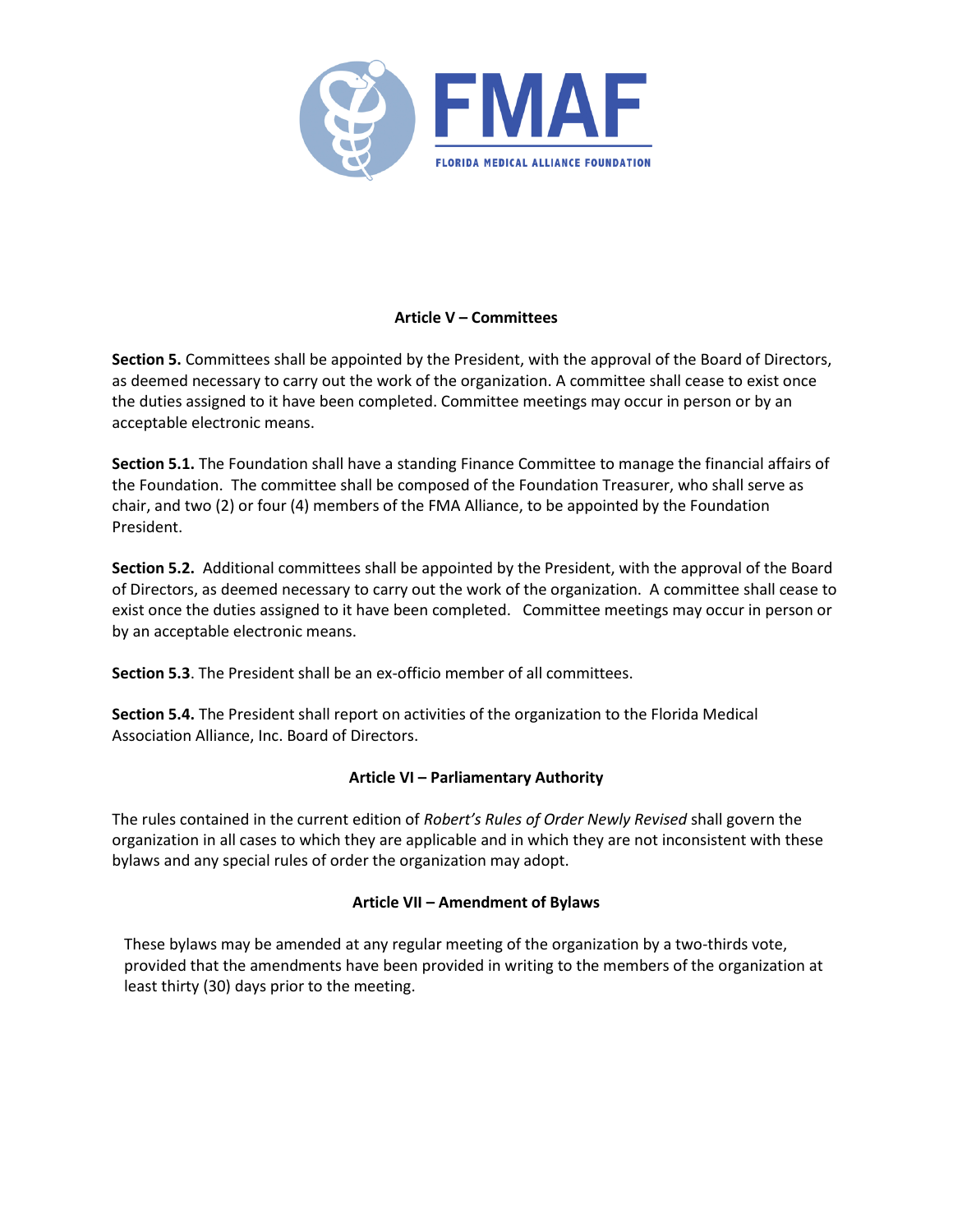## Article V – Committees

**Section 5.** Committees shall be appointed by the President, with the approval of the Board of Directors, as deemed necessary to carry out the work of the organization. A committee shall cease to exist once the duties assigned to it have been completed. Committee meetings may occur in person or by an acceptable electronic means.

**Section 5.1.** The Foundation shall have a standing Finance Committee to manage the financial affairs of the Foundation. The committee shall be composed of the Foundation Treasurer, who shall serve as chair, and two (2) or four (4) members of the FMA Alliance, to be appointed by the Foundation President.

**Section 5.2.** Additional committees shall be appointed by the President, with the approval of the Board of Directors, as deemed necessary to carry out the work of the organization. A committee shall cease to exist once the duties assigned to it have been completed. Committee meetings may occur in person or by an acceptable electronic means.

**Section 5.3**. The President shall be an ex-officio member of all committees.

**Section 5.4.** The President shall report on activities of the organization to the Florida Medical Association Alliance, Inc. Board of Directors.

## Article VI – Parliamentary Authority

The rules contained in the current edition of *Robert's Rules of Order Newly Revised* shall govern the organization in all cases to which they are applicable and in which they are not inconsistent with these bylaws and any special rules of order the organization may adopt.

## Article VII – Amendment of Bylaws

These bylaws may be amended at any regular meeting of the organization by a two-thirds vote, provided that the amendments have been provided in writing to the members of the organization at least thirty (30) days prior to the meeting.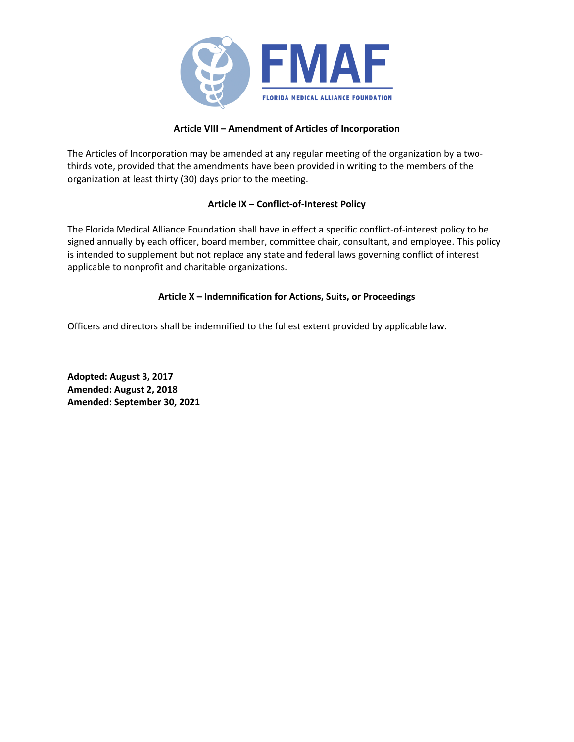FMAF

FLORIDA MEDICAL ALLIANCE FOUNDATION

### Article VIII – Amendment of Articles of Incorporation

The Articles of Incorporation may be amended at any regular meeting of the organization by a two-thirds vote, provided that the amendments have been provided in writing to the members of the organization at least thirty (30) days prior to the meeting.

### Article IX – Conflict-of-Interest Policy

The Florida Medical Alliance Foundation shall have in effect a specific conflict-of-interest policy to be signed annually by each officer, board member, committee chair, consultant, and employee. This policy is intended to supplement but not replace any state and federal laws governing conflict of interest applicable to nonprofit and charitable organizations.

### Article X – Indemnification for Actions, Suits, or Proceedings

Officers and directors shall be indemnified to the fullest extent provided by applicable law.

**Adopted: August 3, 2017**
**Amended: August 2, 2018**
**Amended: September 30, 2021**